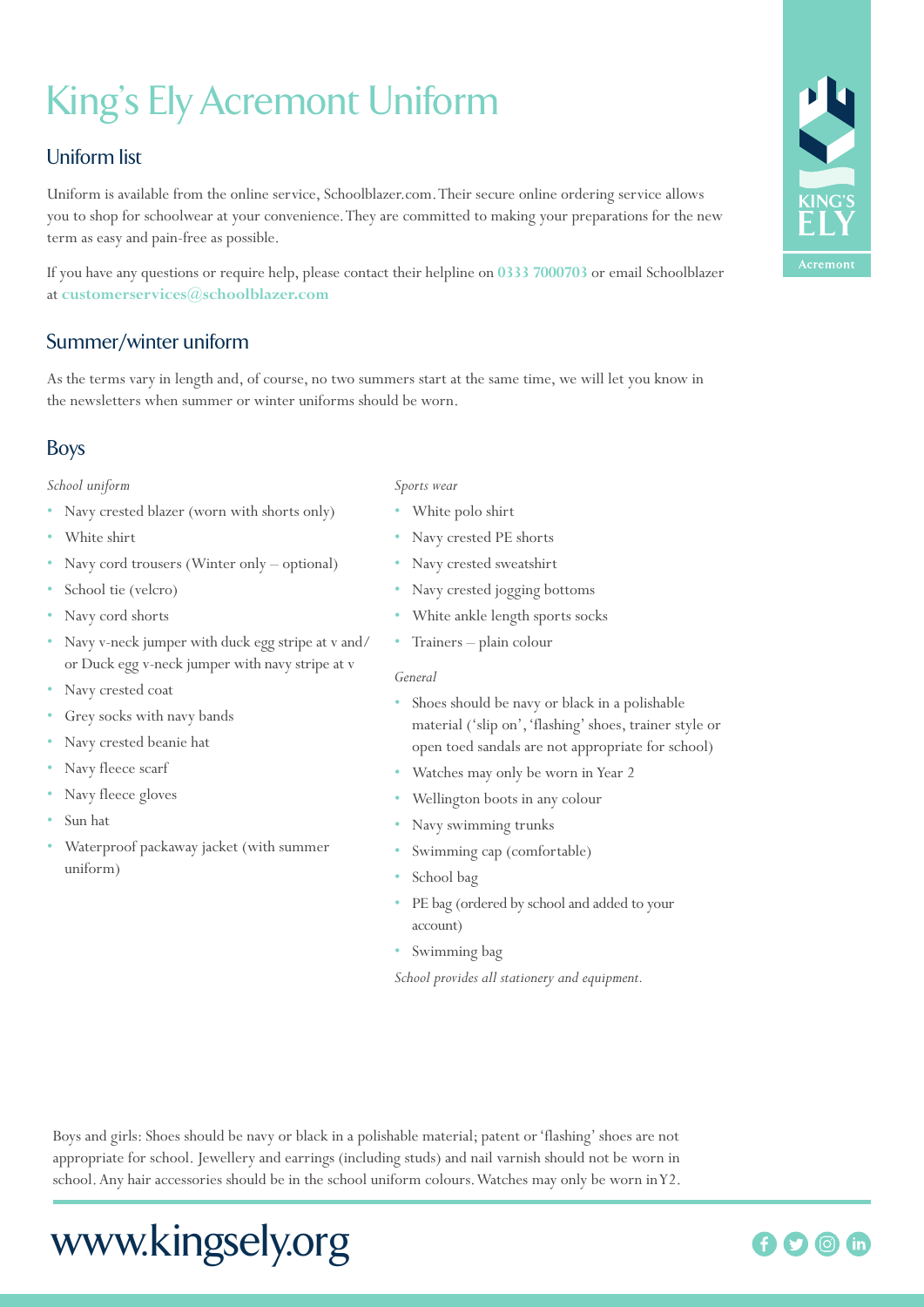# King's Ely Acremont Uniform

## Uniform list

Uniform is available from the online service, Schoolblazer.com. Their secure online ordering service allows you to shop for schoolwear at your convenience. They are committed to making your preparations for the new term as easy and pain-free as possible.

If you have any questions or require help, please contact their helpline on **0333 7000703** or email Schoolblazer at **customerservices@schoolblazer.com**

## Summer/winter uniform

As the terms vary in length and, of course, no two summers start at the same time, we will let you know in the newsletters when summer or winter uniforms should be worn.

## Boys

*School uniform*

- Navy crested blazer (worn with shorts only)
- White shirt
- Navy cord trousers (Winter only – optional)
- School tie (velcro)
- Navy cord shorts
- Navy v-neck jumper with duck egg stripe at v and/or Duck egg v-neck jumper with navy stripe at v
- Navy crested coat
- Grey socks with navy bands
- Navy crested beanie hat
- Navy fleece scarf
- Navy fleece gloves
- Sun hat
- Waterproof packaway jacket (with summer uniform)

*Sports wear*

- White polo shirt
- Navy crested PE shorts
- Navy crested sweatshirt
- Navy crested jogging bottoms
- White ankle length sports socks
- Trainers – plain colour

*General*

- Shoes should be navy or black in a polishable material ('slip on', 'flashing' shoes, trainer style or open toed sandals are not appropriate for school)
- Watches may only be worn in Year 2
- Wellington boots in any colour
- Navy swimming trunks
- Swimming cap (comfortable)
- School bag
- PE bag (ordered by school and added to your account)
- Swimming bag

*School provides all stationery and equipment.*

Boys and girls: Shoes should be navy or black in a polishable material; patent or 'flashing' shoes are not appropriate for school. Jewellery and earrings (including studs) and nail varnish should not be worn in school. Any hair accessories should be in the school uniform colours. Watches may only be worn in Y2.

www.kingsely.org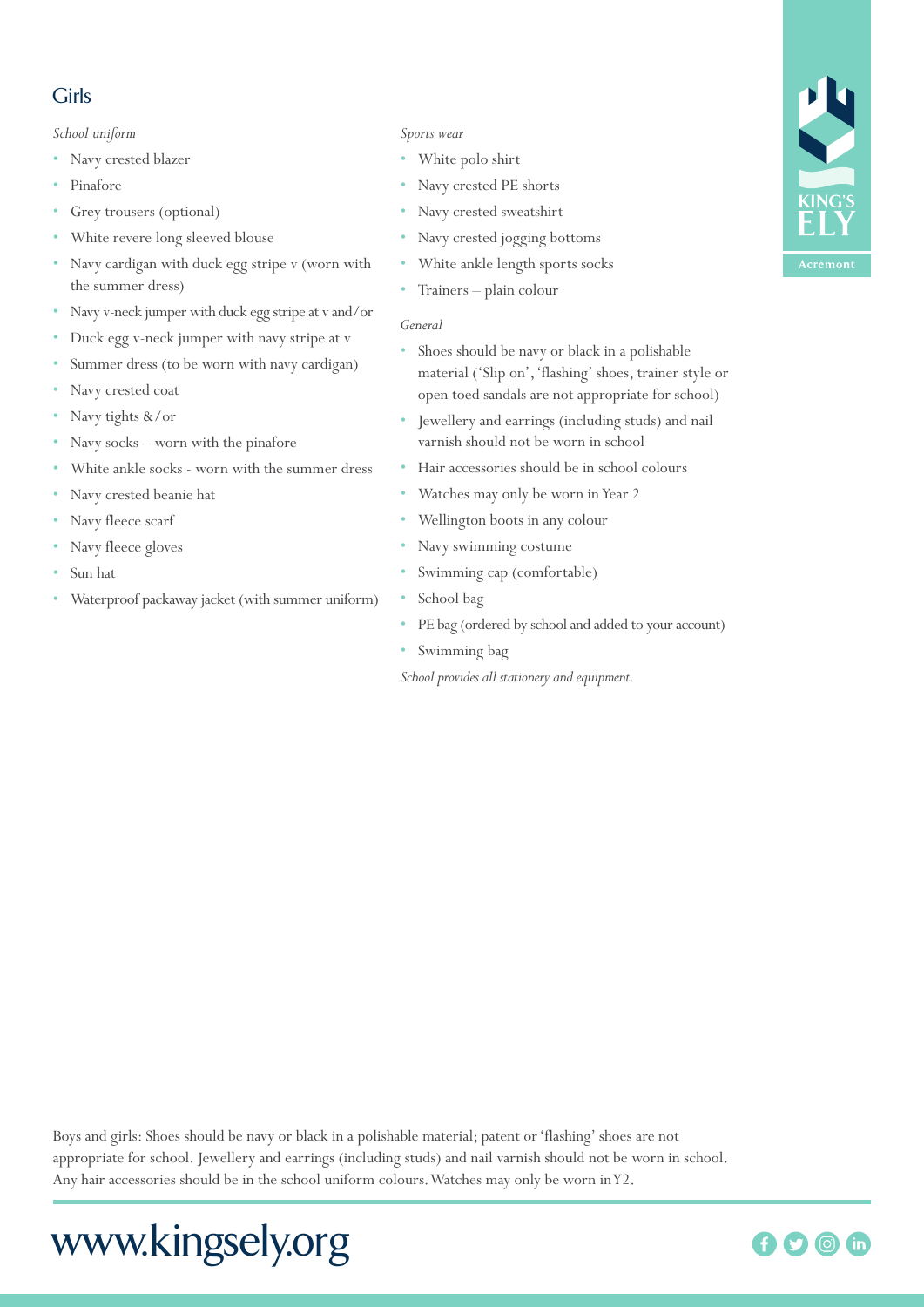## Girls

*School uniform*

- Navy crested blazer
- Pinafore
- Grey trousers (optional)
- White revere long sleeved blouse
- Navy cardigan with duck egg stripe v (worn with the summer dress)
- Navy v-neck jumper with duck egg stripe at v and/or
- Duck egg v-neck jumper with navy stripe at v
- Summer dress (to be worn with navy cardigan)
- Navy crested coat
- Navy tights &/or
- Navy socks – worn with the pinafore
- White ankle socks - worn with the summer dress
- Navy crested beanie hat
- Navy fleece scarf
- Navy fleece gloves
- Sun hat
- Waterproof packaway jacket (with summer uniform)

*Sports wear*

- White polo shirt
- Navy crested PE shorts
- Navy crested sweatshirt
- Navy crested jogging bottoms
- White ankle length sports socks
- Trainers – plain colour

*General*

- Shoes should be navy or black in a polishable material ('Slip on', 'flashing' shoes, trainer style or open toed sandals are not appropriate for school)
- Jewellery and earrings (including studs) and nail varnish should not be worn in school
- Hair accessories should be in school colours
- Watches may only be worn in Year 2
- Wellington boots in any colour
- Navy swimming costume
- Swimming cap (comfortable)
- School bag
- PE bag (ordered by school and added to your account)
- Swimming bag

*School provides all stationery and equipment.*

KING'S ELY Acremont

Boys and girls: Shoes should be navy or black in a polishable material; patent or 'flashing' shoes are not appropriate for school. Jewellery and earrings (including studs) and nail varnish should not be worn in school. Any hair accessories should be in the school uniform colours. Watches may only be worn in Y2.

www.kingsely.org